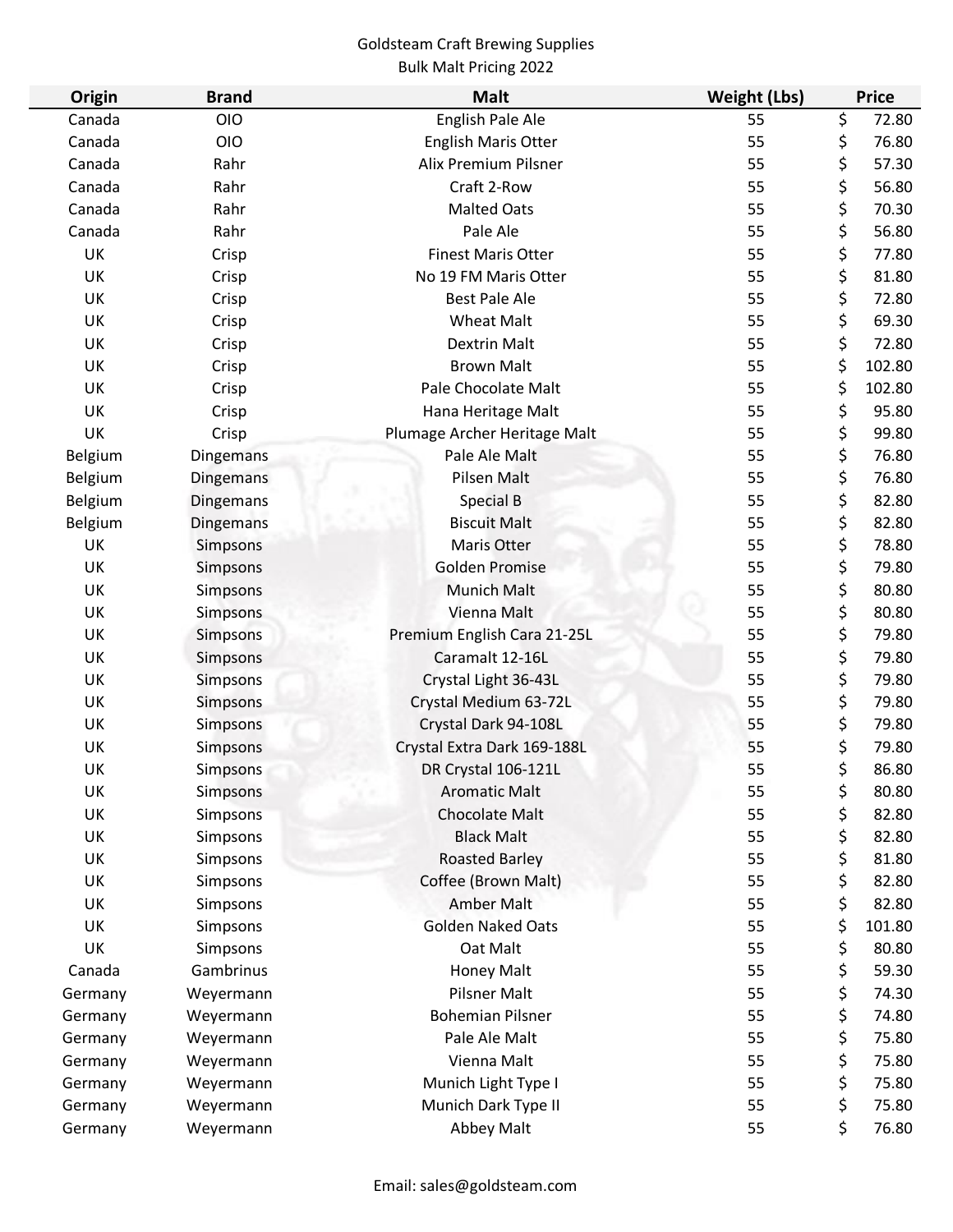Goldsteam Craft Brewing Supplies

Bulk Malt Pricing 2022

| Origin | Brand | Malt | Weight (Lbs) | Price |
|---|---|---|---|---|
| Canada | OIO | English Pale Ale | 55 | $ 72.80 |
| Canada | OIO | English Maris Otter | 55 | $ 76.80 |
| Canada | Rahr | Alix Premium Pilsner | 55 | $ 57.30 |
| Canada | Rahr | Craft 2-Row | 55 | $ 56.80 |
| Canada | Rahr | Malted Oats | 55 | $ 70.30 |
| Canada | Rahr | Pale Ale | 55 | $ 56.80 |
| UK | Crisp | Finest Maris Otter | 55 | $ 77.80 |
| UK | Crisp | No 19 FM Maris Otter | 55 | $ 81.80 |
| UK | Crisp | Best Pale Ale | 55 | $ 72.80 |
| UK | Crisp | Wheat Malt | 55 | $ 69.30 |
| UK | Crisp | Dextrin Malt | 55 | $ 72.80 |
| UK | Crisp | Brown Malt | 55 | $ 102.80 |
| UK | Crisp | Pale Chocolate Malt | 55 | $ 102.80 |
| UK | Crisp | Hana Heritage Malt | 55 | $ 95.80 |
| UK | Crisp | Plumage Archer Heritage Malt | 55 | $ 99.80 |
| Belgium | Dingemans | Pale Ale Malt | 55 | $ 76.80 |
| Belgium | Dingemans | Pilsen Malt | 55 | $ 76.80 |
| Belgium | Dingemans | Special B | 55 | $ 82.80 |
| Belgium | Dingemans | Biscuit Malt | 55 | $ 82.80 |
| UK | Simpsons | Maris Otter | 55 | $ 78.80 |
| UK | Simpsons | Golden Promise | 55 | $ 79.80 |
| UK | Simpsons | Munich Malt | 55 | $ 80.80 |
| UK | Simpsons | Vienna Malt | 55 | $ 80.80 |
| UK | Simpsons | Premium English Cara 21-25L | 55 | $ 79.80 |
| UK | Simpsons | Caramalt 12-16L | 55 | $ 79.80 |
| UK | Simpsons | Crystal Light 36-43L | 55 | $ 79.80 |
| UK | Simpsons | Crystal Medium 63-72L | 55 | $ 79.80 |
| UK | Simpsons | Crystal Dark 94-108L | 55 | $ 79.80 |
| UK | Simpsons | Crystal Extra Dark 169-188L | 55 | $ 79.80 |
| UK | Simpsons | DR Crystal 106-121L | 55 | $ 86.80 |
| UK | Simpsons | Aromatic Malt | 55 | $ 80.80 |
| UK | Simpsons | Chocolate Malt | 55 | $ 82.80 |
| UK | Simpsons | Black Malt | 55 | $ 82.80 |
| UK | Simpsons | Roasted Barley | 55 | $ 81.80 |
| UK | Simpsons | Coffee (Brown Malt) | 55 | $ 82.80 |
| UK | Simpsons | Amber Malt | 55 | $ 82.80 |
| UK | Simpsons | Golden Naked Oats | 55 | $ 101.80 |
| UK | Simpsons | Oat Malt | 55 | $ 80.80 |
| Canada | Gambrinus | Honey Malt | 55 | $ 59.30 |
| Germany | Weyermann | Pilsner Malt | 55 | $ 74.30 |
| Germany | Weyermann | Bohemian Pilsner | 55 | $ 74.80 |
| Germany | Weyermann | Pale Ale Malt | 55 | $ 75.80 |
| Germany | Weyermann | Vienna Malt | 55 | $ 75.80 |
| Germany | Weyermann | Munich Light Type I | 55 | $ 75.80 |
| Germany | Weyermann | Munich Dark Type II | 55 | $ 75.80 |
| Germany | Weyermann | Abbey Malt | 55 | $ 76.80 |

Email: sales@goldsteam.com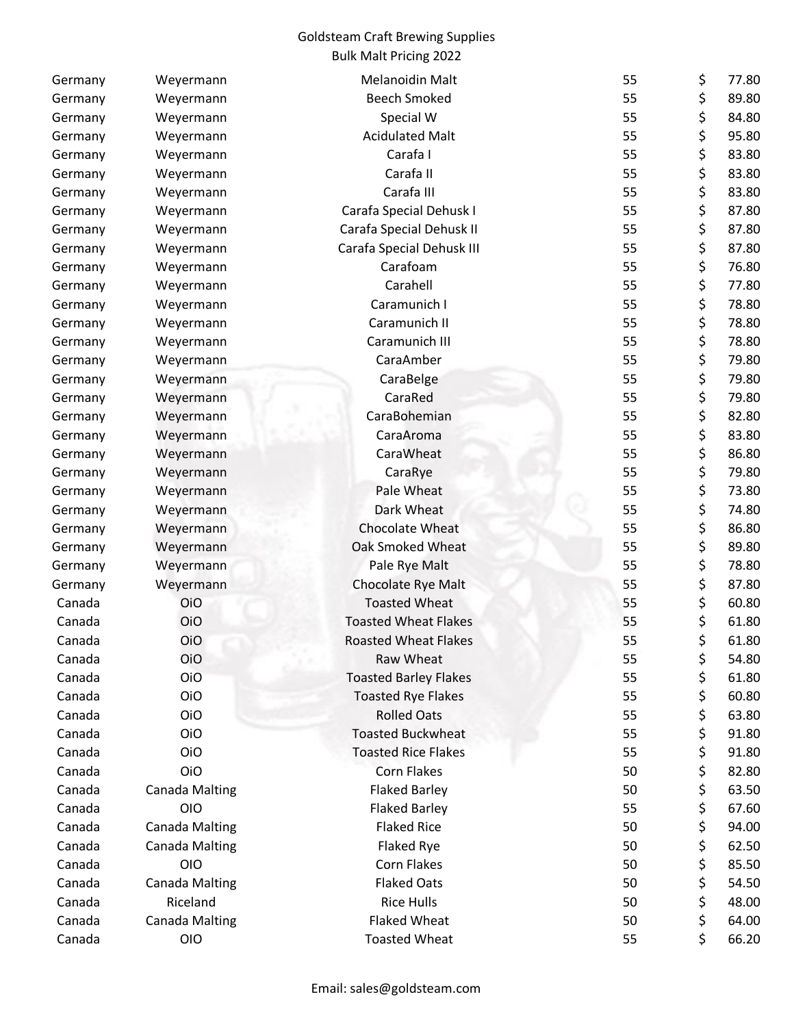Goldsteam Craft Brewing Supplies
Bulk Malt Pricing 2022

| | | | | | |
|---|---|---|---|---|---|
| Germany | Weyermann | Melanoidin Malt | 55 | $ | 77.80 |
| Germany | Weyermann | Beech Smoked | 55 | $ | 89.80 |
| Germany | Weyermann | Special W | 55 | $ | 84.80 |
| Germany | Weyermann | Acidulated Malt | 55 | $ | 95.80 |
| Germany | Weyermann | Carafa I | 55 | $ | 83.80 |
| Germany | Weyermann | Carafa II | 55 | $ | 83.80 |
| Germany | Weyermann | Carafa III | 55 | $ | 83.80 |
| Germany | Weyermann | Carafa Special Dehusk I | 55 | $ | 87.80 |
| Germany | Weyermann | Carafa Special Dehusk II | 55 | $ | 87.80 |
| Germany | Weyermann | Carafa Special Dehusk III | 55 | $ | 87.80 |
| Germany | Weyermann | Carafoam | 55 | $ | 76.80 |
| Germany | Weyermann | Carahell | 55 | $ | 77.80 |
| Germany | Weyermann | Caramunich I | 55 | $ | 78.80 |
| Germany | Weyermann | Caramunich II | 55 | $ | 78.80 |
| Germany | Weyermann | Caramunich III | 55 | $ | 78.80 |
| Germany | Weyermann | CaraAmber | 55 | $ | 79.80 |
| Germany | Weyermann | CaraBelge | 55 | $ | 79.80 |
| Germany | Weyermann | CaraRed | 55 | $ | 79.80 |
| Germany | Weyermann | CaraBohemian | 55 | $ | 82.80 |
| Germany | Weyermann | CaraAroma | 55 | $ | 83.80 |
| Germany | Weyermann | CaraWheat | 55 | $ | 86.80 |
| Germany | Weyermann | CaraRye | 55 | $ | 79.80 |
| Germany | Weyermann | Pale Wheat | 55 | $ | 73.80 |
| Germany | Weyermann | Dark Wheat | 55 | $ | 74.80 |
| Germany | Weyermann | Chocolate Wheat | 55 | $ | 86.80 |
| Germany | Weyermann | Oak Smoked Wheat | 55 | $ | 89.80 |
| Germany | Weyermann | Pale Rye Malt | 55 | $ | 78.80 |
| Germany | Weyermann | Chocolate Rye Malt | 55 | $ | 87.80 |
| Canada | OiO | Toasted Wheat | 55 | $ | 60.80 |
| Canada | OiO | Toasted Wheat Flakes | 55 | $ | 61.80 |
| Canada | OiO | Roasted Wheat Flakes | 55 | $ | 61.80 |
| Canada | OiO | Raw Wheat | 55 | $ | 54.80 |
| Canada | OiO | Toasted Barley Flakes | 55 | $ | 61.80 |
| Canada | OiO | Toasted Rye Flakes | 55 | $ | 60.80 |
| Canada | OiO | Rolled Oats | 55 | $ | 63.80 |
| Canada | OiO | Toasted Buckwheat | 55 | $ | 91.80 |
| Canada | OiO | Toasted Rice Flakes | 55 | $ | 91.80 |
| Canada | OiO | Corn Flakes | 50 | $ | 82.80 |
| Canada | Canada Malting | Flaked Barley | 50 | $ | 63.50 |
| Canada | OIO | Flaked Barley | 55 | $ | 67.60 |
| Canada | Canada Malting | Flaked Rice | 50 | $ | 94.00 |
| Canada | Canada Malting | Flaked Rye | 50 | $ | 62.50 |
| Canada | OIO | Corn Flakes | 50 | $ | 85.50 |
| Canada | Canada Malting | Flaked Oats | 50 | $ | 54.50 |
| Canada | Riceland | Rice Hulls | 50 | $ | 48.00 |
| Canada | Canada Malting | Flaked Wheat | 50 | $ | 64.00 |
| Canada | OIO | Toasted Wheat | 55 | $ | 66.20 |

Email: sales@goldsteam.com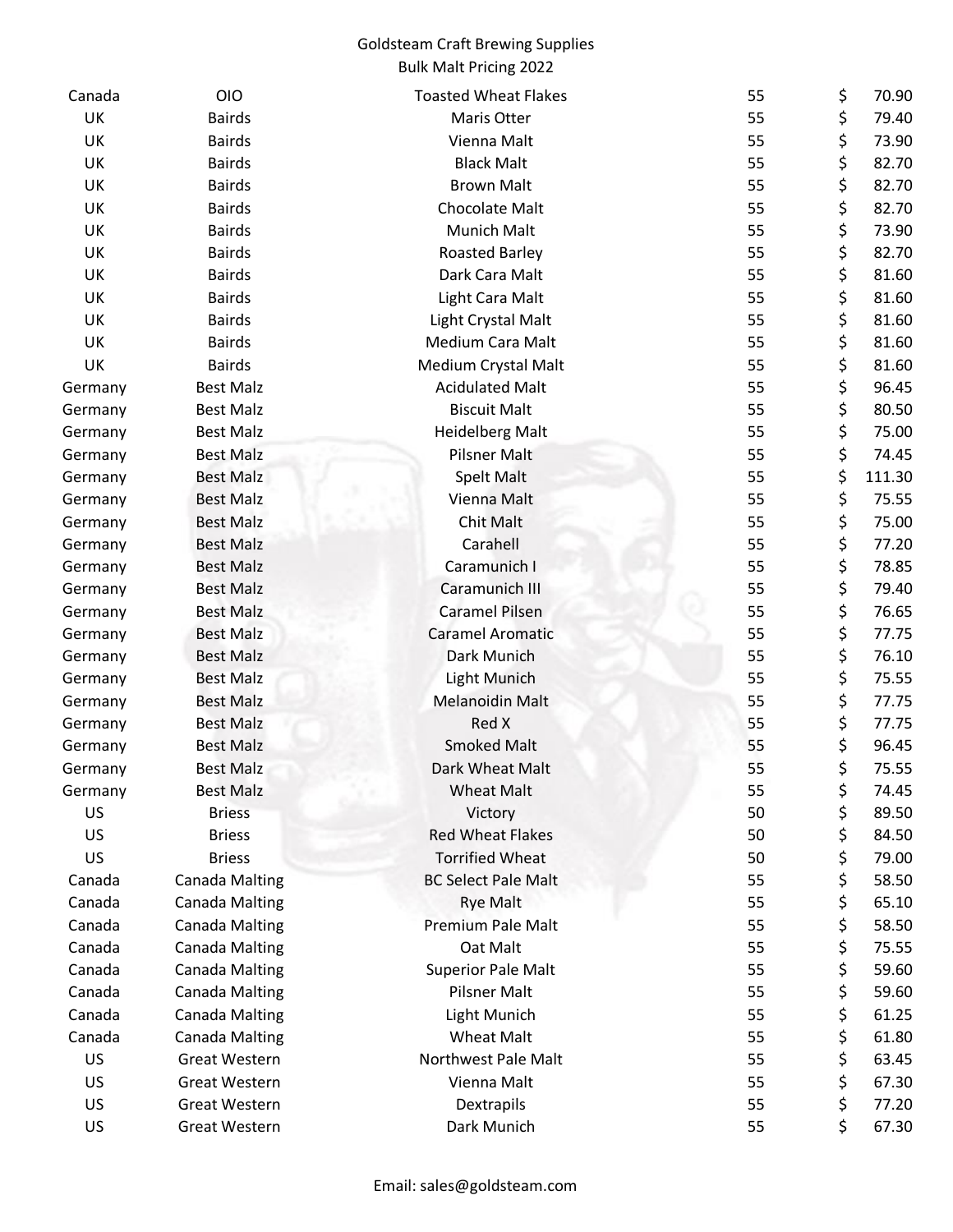| | | | | |
|---|---|---|---|---|
| Canada | OIO | Toasted Wheat Flakes | 55 | $ 70.90 |
| UK | Bairds | Maris Otter | 55 | $ 79.40 |
| UK | Bairds | Vienna Malt | 55 | $ 73.90 |
| UK | Bairds | Black Malt | 55 | $ 82.70 |
| UK | Bairds | Brown Malt | 55 | $ 82.70 |
| UK | Bairds | Chocolate Malt | 55 | $ 82.70 |
| UK | Bairds | Munich Malt | 55 | $ 73.90 |
| UK | Bairds | Roasted Barley | 55 | $ 82.70 |
| UK | Bairds | Dark Cara Malt | 55 | $ 81.60 |
| UK | Bairds | Light Cara Malt | 55 | $ 81.60 |
| UK | Bairds | Light Crystal Malt | 55 | $ 81.60 |
| UK | Bairds | Medium Cara Malt | 55 | $ 81.60 |
| UK | Bairds | Medium Crystal Malt | 55 | $ 81.60 |
| Germany | Best Malz | Acidulated Malt | 55 | $ 96.45 |
| Germany | Best Malz | Biscuit Malt | 55 | $ 80.50 |
| Germany | Best Malz | Heidelberg Malt | 55 | $ 75.00 |
| Germany | Best Malz | Pilsner Malt | 55 | $ 74.45 |
| Germany | Best Malz | Spelt Malt | 55 | $ 111.30 |
| Germany | Best Malz | Vienna Malt | 55 | $ 75.55 |
| Germany | Best Malz | Chit Malt | 55 | $ 75.00 |
| Germany | Best Malz | Carahell | 55 | $ 77.20 |
| Germany | Best Malz | Caramunich I | 55 | $ 78.85 |
| Germany | Best Malz | Caramunich III | 55 | $ 79.40 |
| Germany | Best Malz | Caramel Pilsen | 55 | $ 76.65 |
| Germany | Best Malz | Caramel Aromatic | 55 | $ 77.75 |
| Germany | Best Malz | Dark Munich | 55 | $ 76.10 |
| Germany | Best Malz | Light Munich | 55 | $ 75.55 |
| Germany | Best Malz | Melanoidin Malt | 55 | $ 77.75 |
| Germany | Best Malz | Red X | 55 | $ 77.75 |
| Germany | Best Malz | Smoked Malt | 55 | $ 96.45 |
| Germany | Best Malz | Dark Wheat Malt | 55 | $ 75.55 |
| Germany | Best Malz | Wheat Malt | 55 | $ 74.45 |
| US | Briess | Victory | 50 | $ 89.50 |
| US | Briess | Red Wheat Flakes | 50 | $ 84.50 |
| US | Briess | Torrified Wheat | 50 | $ 79.00 |
| Canada | Canada Malting | BC Select Pale Malt | 55 | $ 58.50 |
| Canada | Canada Malting | Rye Malt | 55 | $ 65.10 |
| Canada | Canada Malting | Premium Pale Malt | 55 | $ 58.50 |
| Canada | Canada Malting | Oat Malt | 55 | $ 75.55 |
| Canada | Canada Malting | Superior Pale Malt | 55 | $ 59.60 |
| Canada | Canada Malting | Pilsner Malt | 55 | $ 59.60 |
| Canada | Canada Malting | Light Munich | 55 | $ 61.25 |
| Canada | Canada Malting | Wheat Malt | 55 | $ 61.80 |
| US | Great Western | Northwest Pale Malt | 55 | $ 63.45 |
| US | Great Western | Vienna Malt | 55 | $ 67.30 |
| US | Great Western | Dextrapils | 55 | $ 77.20 |
| US | Great Western | Dark Munich | 55 | $ 67.30 |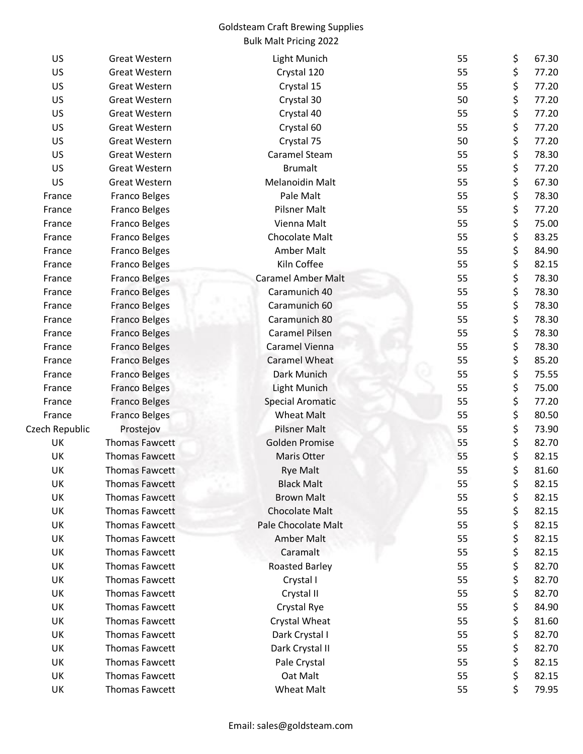Goldsteam Craft Brewing Supplies
Bulk Malt Pricing 2022

| | | | | | |
|---|---|---|---|---|---|
| US | Great Western | Light Munich | 55 | $ | 67.30 |
| US | Great Western | Crystal 120 | 55 | $ | 77.20 |
| US | Great Western | Crystal 15 | 55 | $ | 77.20 |
| US | Great Western | Crystal 30 | 50 | $ | 77.20 |
| US | Great Western | Crystal 40 | 55 | $ | 77.20 |
| US | Great Western | Crystal 60 | 55 | $ | 77.20 |
| US | Great Western | Crystal 75 | 50 | $ | 77.20 |
| US | Great Western | Caramel Steam | 55 | $ | 78.30 |
| US | Great Western | Brumalt | 55 | $ | 77.20 |
| US | Great Western | Melanoidin Malt | 55 | $ | 67.30 |
| France | Franco Belges | Pale Malt | 55 | $ | 78.30 |
| France | Franco Belges | Pilsner Malt | 55 | $ | 77.20 |
| France | Franco Belges | Vienna Malt | 55 | $ | 75.00 |
| France | Franco Belges | Chocolate Malt | 55 | $ | 83.25 |
| France | Franco Belges | Amber Malt | 55 | $ | 84.90 |
| France | Franco Belges | Kiln Coffee | 55 | $ | 82.15 |
| France | Franco Belges | Caramel Amber Malt | 55 | $ | 78.30 |
| France | Franco Belges | Caramunich 40 | 55 | $ | 78.30 |
| France | Franco Belges | Caramunich 60 | 55 | $ | 78.30 |
| France | Franco Belges | Caramunich 80 | 55 | $ | 78.30 |
| France | Franco Belges | Caramel Pilsen | 55 | $ | 78.30 |
| France | Franco Belges | Caramel Vienna | 55 | $ | 78.30 |
| France | Franco Belges | Caramel Wheat | 55 | $ | 85.20 |
| France | Franco Belges | Dark Munich | 55 | $ | 75.55 |
| France | Franco Belges | Light Munich | 55 | $ | 75.00 |
| France | Franco Belges | Special Aromatic | 55 | $ | 77.20 |
| France | Franco Belges | Wheat Malt | 55 | $ | 80.50 |
| Czech Republic | Prostejov | Pilsner Malt | 55 | $ | 73.90 |
| UK | Thomas Fawcett | Golden Promise | 55 | $ | 82.70 |
| UK | Thomas Fawcett | Maris Otter | 55 | $ | 82.15 |
| UK | Thomas Fawcett | Rye Malt | 55 | $ | 81.60 |
| UK | Thomas Fawcett | Black Malt | 55 | $ | 82.15 |
| UK | Thomas Fawcett | Brown Malt | 55 | $ | 82.15 |
| UK | Thomas Fawcett | Chocolate Malt | 55 | $ | 82.15 |
| UK | Thomas Fawcett | Pale Chocolate Malt | 55 | $ | 82.15 |
| UK | Thomas Fawcett | Amber Malt | 55 | $ | 82.15 |
| UK | Thomas Fawcett | Caramalt | 55 | $ | 82.15 |
| UK | Thomas Fawcett | Roasted Barley | 55 | $ | 82.70 |
| UK | Thomas Fawcett | Crystal I | 55 | $ | 82.70 |
| UK | Thomas Fawcett | Crystal II | 55 | $ | 82.70 |
| UK | Thomas Fawcett | Crystal Rye | 55 | $ | 84.90 |
| UK | Thomas Fawcett | Crystal Wheat | 55 | $ | 81.60 |
| UK | Thomas Fawcett | Dark Crystal I | 55 | $ | 82.70 |
| UK | Thomas Fawcett | Dark Crystal II | 55 | $ | 82.70 |
| UK | Thomas Fawcett | Pale Crystal | 55 | $ | 82.15 |
| UK | Thomas Fawcett | Oat Malt | 55 | $ | 82.15 |
| UK | Thomas Fawcett | Wheat Malt | 55 | $ | 79.95 |

Email: sales@goldsteam.com